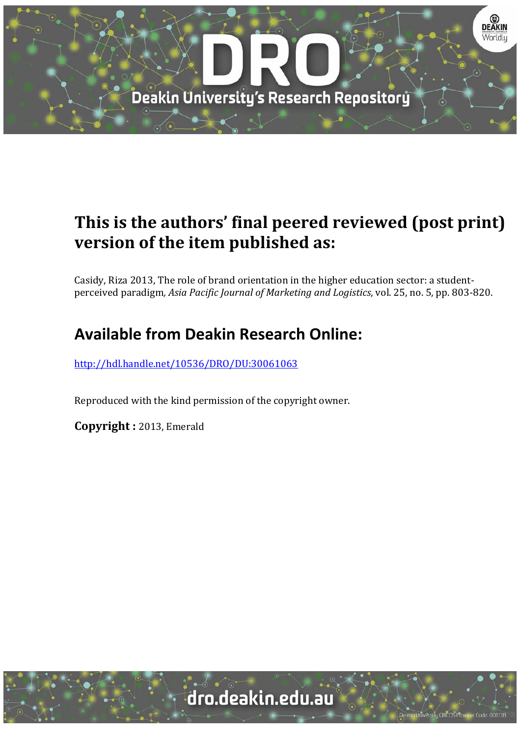# This is the authors' final peered reviewed (post print) version of the item published as:

Casidy, Riza 2013, The role of brand orientation in the higher education sector: a student-perceived paradigm, *Asia Pacific Journal of Marketing and Logistics*, vol. 25, no. 5, pp. 803-820.

## Available from Deakin Research Online:

http://hdl.handle.net/10536/DRO/DU:30061063

Reproduced with the kind permission of the copyright owner.

**Copyright :** 2013, Emerald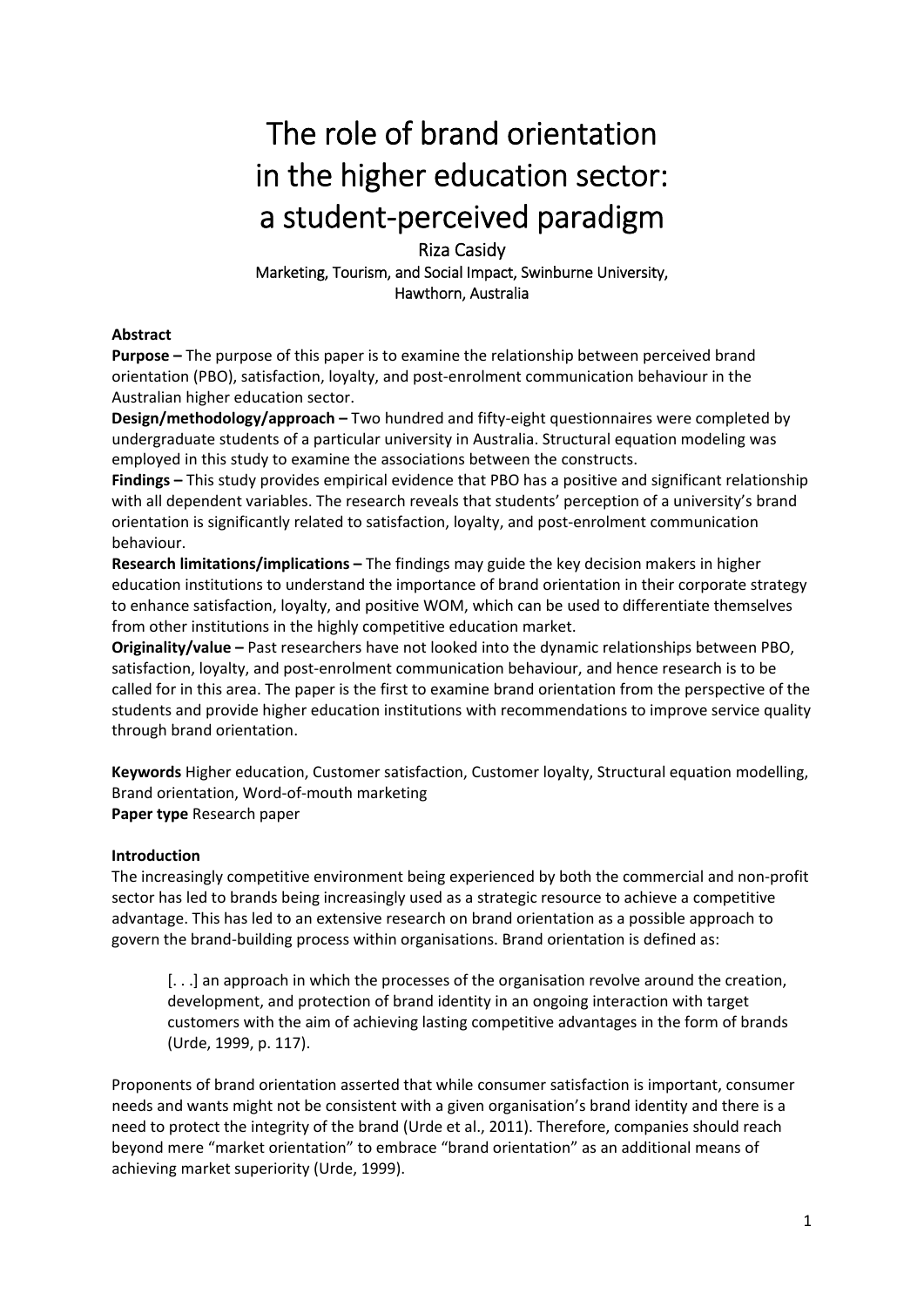# The role of brand orientation in the higher education sector: a student-perceived paradigm

Riza Casidy

Marketing, Tourism, and Social Impact, Swinburne University, Hawthorn, Australia

**Abstract**

**Purpose –** The purpose of this paper is to examine the relationship between perceived brand orientation (PBO), satisfaction, loyalty, and post-enrolment communication behaviour in the Australian higher education sector.

**Design/methodology/approach –** Two hundred and fifty-eight questionnaires were completed by undergraduate students of a particular university in Australia. Structural equation modeling was employed in this study to examine the associations between the constructs.

**Findings –** This study provides empirical evidence that PBO has a positive and significant relationship with all dependent variables. The research reveals that students' perception of a university's brand orientation is significantly related to satisfaction, loyalty, and post-enrolment communication behaviour.

**Research limitations/implications –** The findings may guide the key decision makers in higher education institutions to understand the importance of brand orientation in their corporate strategy to enhance satisfaction, loyalty, and positive WOM, which can be used to differentiate themselves from other institutions in the highly competitive education market.

**Originality/value –** Past researchers have not looked into the dynamic relationships between PBO, satisfaction, loyalty, and post-enrolment communication behaviour, and hence research is to be called for in this area. The paper is the first to examine brand orientation from the perspective of the students and provide higher education institutions with recommendations to improve service quality through brand orientation.

**Keywords** Higher education, Customer satisfaction, Customer loyalty, Structural equation modelling, Brand orientation, Word-of-mouth marketing

**Paper type** Research paper

**Introduction**

The increasingly competitive environment being experienced by both the commercial and non-profit sector has led to brands being increasingly used as a strategic resource to achieve a competitive advantage. This has led to an extensive research on brand orientation as a possible approach to govern the brand-building process within organisations. Brand orientation is defined as:

> [. . .] an approach in which the processes of the organisation revolve around the creation, development, and protection of brand identity in an ongoing interaction with target customers with the aim of achieving lasting competitive advantages in the form of brands (Urde, 1999, p. 117).

Proponents of brand orientation asserted that while consumer satisfaction is important, consumer needs and wants might not be consistent with a given organisation's brand identity and there is a need to protect the integrity of the brand (Urde et al., 2011). Therefore, companies should reach beyond mere "market orientation" to embrace "brand orientation" as an additional means of achieving market superiority (Urde, 1999).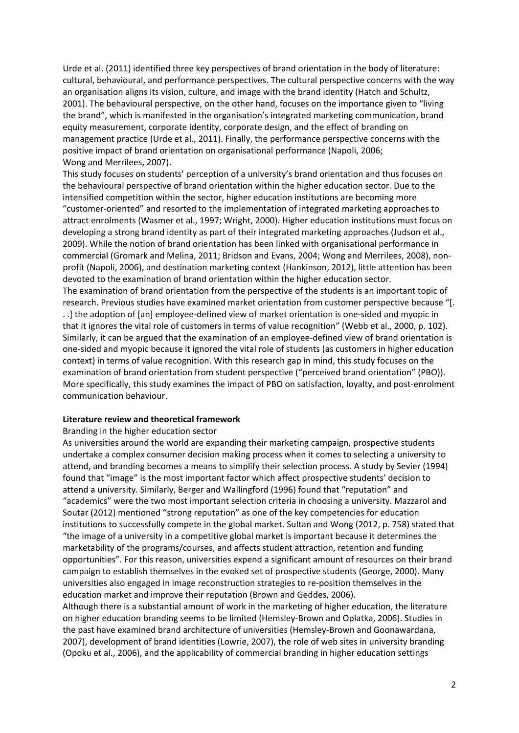Urde et al. (2011) identified three key perspectives of brand orientation in the body of literature: cultural, behavioural, and performance perspectives. The cultural perspective concerns with the way an organisation aligns its vision, culture, and image with the brand identity (Hatch and Schultz, 2001). The behavioural perspective, on the other hand, focuses on the importance given to "living the brand", which is manifested in the organisation's integrated marketing communication, brand equity measurement, corporate identity, corporate design, and the effect of branding on management practice (Urde et al., 2011). Finally, the performance perspective concerns with the positive impact of brand orientation on organisational performance (Napoli, 2006; Wong and Merrilees, 2007).

This study focuses on students' perception of a university's brand orientation and thus focuses on the behavioural perspective of brand orientation within the higher education sector. Due to the intensified competition within the sector, higher education institutions are becoming more "customer-oriented" and resorted to the implementation of integrated marketing approaches to attract enrolments (Wasmer et al., 1997; Wright, 2000). Higher education institutions must focus on developing a strong brand identity as part of their integrated marketing approaches (Judson et al., 2009). While the notion of brand orientation has been linked with organisational performance in commercial (Gromark and Melina, 2011; Bridson and Evans, 2004; Wong and Merrilees, 2008), non-profit (Napoli, 2006), and destination marketing context (Hankinson, 2012), little attention has been devoted to the examination of brand orientation within the higher education sector.

The examination of brand orientation from the perspective of the students is an important topic of research. Previous studies have examined market orientation from customer perspective because "[. . .] the adoption of [an] employee-defined view of market orientation is one-sided and myopic in that it ignores the vital role of customers in terms of value recognition" (Webb et al., 2000, p. 102). Similarly, it can be argued that the examination of an employee-defined view of brand orientation is one-sided and myopic because it ignored the vital role of students (as customers in higher education context) in terms of value recognition. With this research gap in mind, this study focuses on the examination of brand orientation from student perspective ("perceived brand orientation" (PBO)). More specifically, this study examines the impact of PBO on satisfaction, loyalty, and post-enrolment communication behaviour.

## Literature review and theoretical framework

### Branding in the higher education sector

As universities around the world are expanding their marketing campaign, prospective students undertake a complex consumer decision making process when it comes to selecting a university to attend, and branding becomes a means to simplify their selection process. A study by Sevier (1994) found that "image" is the most important factor which affect prospective students' decision to attend a university. Similarly, Berger and Wallingford (1996) found that "reputation" and "academics" were the two most important selection criteria in choosing a university. Mazzarol and Soutar (2012) mentioned "strong reputation" as one of the key competencies for education institutions to successfully compete in the global market. Sultan and Wong (2012, p. 758) stated that "the image of a university in a competitive global market is important because it determines the marketability of the programs/courses, and affects student attraction, retention and funding opportunities". For this reason, universities expend a significant amount of resources on their brand campaign to establish themselves in the evoked set of prospective students (George, 2000). Many universities also engaged in image reconstruction strategies to re-position themselves in the education market and improve their reputation (Brown and Geddes, 2006).

Although there is a substantial amount of work in the marketing of higher education, the literature on higher education branding seems to be limited (Hemsley-Brown and Oplatka, 2006). Studies in the past have examined brand architecture of universities (Hemsley-Brown and Goonawardana, 2007), development of brand identities (Lowrie, 2007), the role of web sites in university branding (Opoku et al., 2006), and the applicability of commercial branding in higher education settings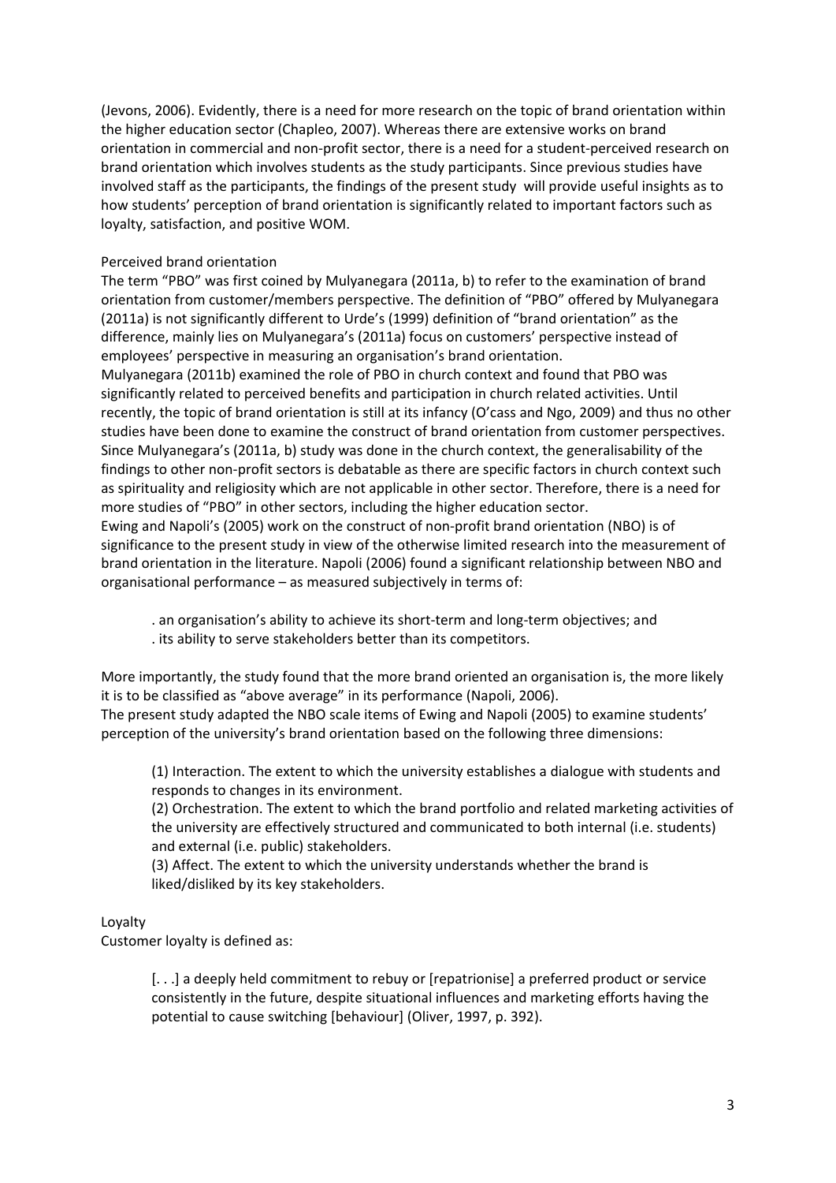(Jevons, 2006). Evidently, there is a need for more research on the topic of brand orientation within the higher education sector (Chapleo, 2007). Whereas there are extensive works on brand orientation in commercial and non-profit sector, there is a need for a student-perceived research on brand orientation which involves students as the study participants. Since previous studies have involved staff as the participants, the findings of the present study will provide useful insights as to how students' perception of brand orientation is significantly related to important factors such as loyalty, satisfaction, and positive WOM.

## Perceived brand orientation

The term "PBO" was first coined by Mulyanegara (2011a, b) to refer to the examination of brand orientation from customer/members perspective. The definition of "PBO" offered by Mulyanegara (2011a) is not significantly different to Urde's (1999) definition of "brand orientation" as the difference, mainly lies on Mulyanegara's (2011a) focus on customers' perspective instead of employees' perspective in measuring an organisation's brand orientation.

Mulyanegara (2011b) examined the role of PBO in church context and found that PBO was significantly related to perceived benefits and participation in church related activities. Until recently, the topic of brand orientation is still at its infancy (O'cass and Ngo, 2009) and thus no other studies have been done to examine the construct of brand orientation from customer perspectives. Since Mulyanegara's (2011a, b) study was done in the church context, the generalisability of the findings to other non-profit sectors is debatable as there are specific factors in church context such as spirituality and religiosity which are not applicable in other sector. Therefore, there is a need for more studies of "PBO" in other sectors, including the higher education sector.

Ewing and Napoli's (2005) work on the construct of non-profit brand orientation (NBO) is of significance to the present study in view of the otherwise limited research into the measurement of brand orientation in the literature. Napoli (2006) found a significant relationship between NBO and organisational performance – as measured subjectively in terms of:

- an organisation's ability to achieve its short-term and long-term objectives; and
- its ability to serve stakeholders better than its competitors.

More importantly, the study found that the more brand oriented an organisation is, the more likely it is to be classified as "above average" in its performance (Napoli, 2006).

The present study adapted the NBO scale items of Ewing and Napoli (2005) to examine students' perception of the university's brand orientation based on the following three dimensions:

(1) Interaction. The extent to which the university establishes a dialogue with students and responds to changes in its environment.

(2) Orchestration. The extent to which the brand portfolio and related marketing activities of the university are effectively structured and communicated to both internal (i.e. students) and external (i.e. public) stakeholders.

(3) Affect. The extent to which the university understands whether the brand is liked/disliked by its key stakeholders.

## Loyalty

Customer loyalty is defined as:

> [. . .] a deeply held commitment to rebuy or [repatrionise] a preferred product or service consistently in the future, despite situational influences and marketing efforts having the potential to cause switching [behaviour] (Oliver, 1997, p. 392).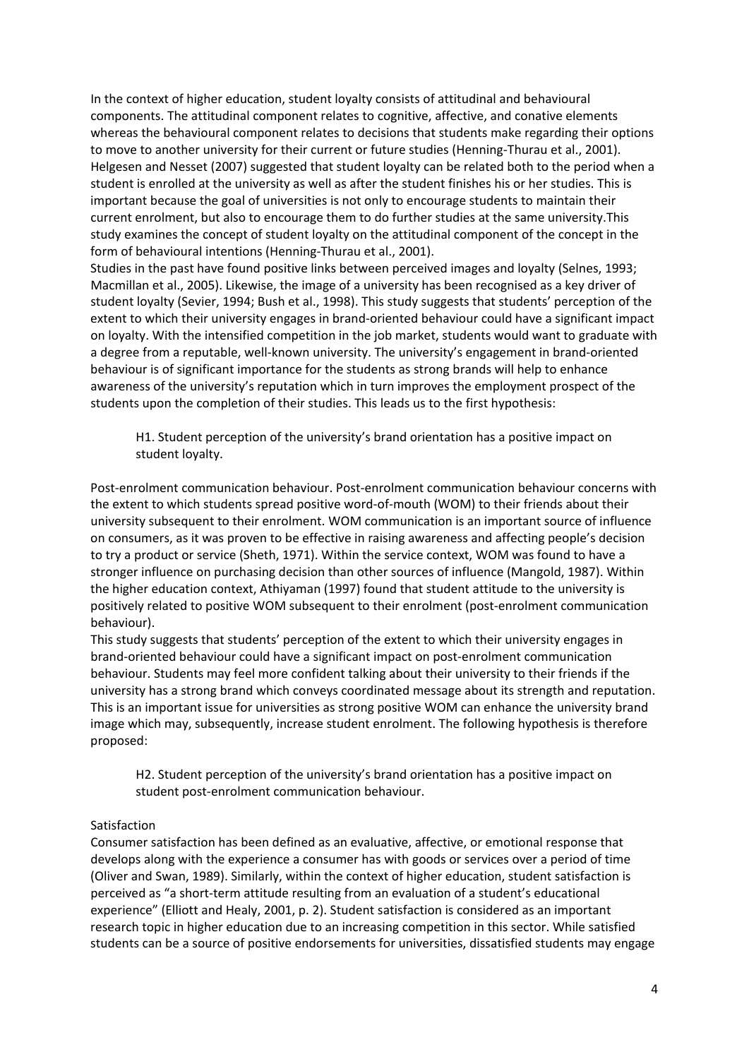In the context of higher education, student loyalty consists of attitudinal and behavioural components. The attitudinal component relates to cognitive, affective, and conative elements whereas the behavioural component relates to decisions that students make regarding their options to move to another university for their current or future studies (Henning-Thurau et al., 2001). Helgesen and Nesset (2007) suggested that student loyalty can be related both to the period when a student is enrolled at the university as well as after the student finishes his or her studies. This is important because the goal of universities is not only to encourage students to maintain their current enrolment, but also to encourage them to do further studies at the same university.This study examines the concept of student loyalty on the attitudinal component of the concept in the form of behavioural intentions (Henning-Thurau et al., 2001).

Studies in the past have found positive links between perceived images and loyalty (Selnes, 1993; Macmillan et al., 2005). Likewise, the image of a university has been recognised as a key driver of student loyalty (Sevier, 1994; Bush et al., 1998). This study suggests that students' perception of the extent to which their university engages in brand-oriented behaviour could have a significant impact on loyalty. With the intensified competition in the job market, students would want to graduate with a degree from a reputable, well-known university. The university's engagement in brand-oriented behaviour is of significant importance for the students as strong brands will help to enhance awareness of the university's reputation which in turn improves the employment prospect of the students upon the completion of their studies. This leads us to the first hypothesis:

> H1. Student perception of the university's brand orientation has a positive impact on student loyalty.

Post-enrolment communication behaviour. Post-enrolment communication behaviour concerns with the extent to which students spread positive word-of-mouth (WOM) to their friends about their university subsequent to their enrolment. WOM communication is an important source of influence on consumers, as it was proven to be effective in raising awareness and affecting people's decision to try a product or service (Sheth, 1971). Within the service context, WOM was found to have a stronger influence on purchasing decision than other sources of influence (Mangold, 1987). Within the higher education context, Athiyaman (1997) found that student attitude to the university is positively related to positive WOM subsequent to their enrolment (post-enrolment communication behaviour).

This study suggests that students' perception of the extent to which their university engages in brand-oriented behaviour could have a significant impact on post-enrolment communication behaviour. Students may feel more confident talking about their university to their friends if the university has a strong brand which conveys coordinated message about its strength and reputation. This is an important issue for universities as strong positive WOM can enhance the university brand image which may, subsequently, increase student enrolment. The following hypothesis is therefore proposed:

> H2. Student perception of the university's brand orientation has a positive impact on student post-enrolment communication behaviour.

Satisfaction

Consumer satisfaction has been defined as an evaluative, affective, or emotional response that develops along with the experience a consumer has with goods or services over a period of time (Oliver and Swan, 1989). Similarly, within the context of higher education, student satisfaction is perceived as "a short-term attitude resulting from an evaluation of a student's educational experience" (Elliott and Healy, 2001, p. 2). Student satisfaction is considered as an important research topic in higher education due to an increasing competition in this sector. While satisfied students can be a source of positive endorsements for universities, dissatisfied students may engage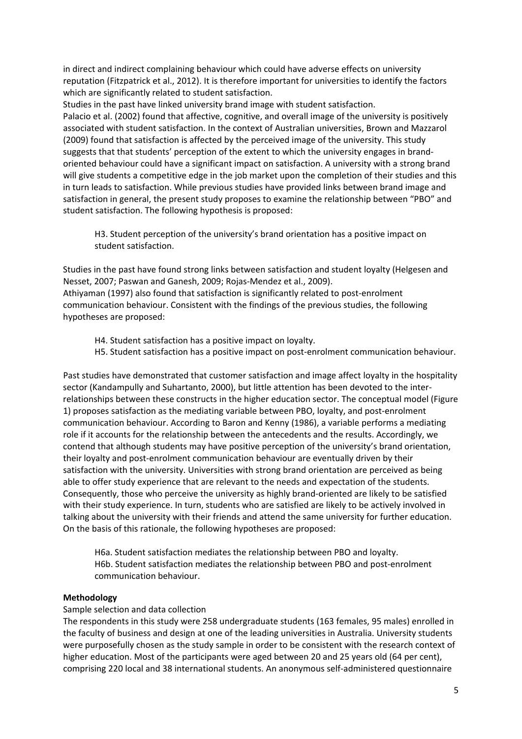in direct and indirect complaining behaviour which could have adverse effects on university reputation (Fitzpatrick et al., 2012). It is therefore important for universities to identify the factors which are significantly related to student satisfaction.

Studies in the past have linked university brand image with student satisfaction.

Palacio et al. (2002) found that affective, cognitive, and overall image of the university is positively associated with student satisfaction. In the context of Australian universities, Brown and Mazzarol (2009) found that satisfaction is affected by the perceived image of the university. This study suggests that that students' perception of the extent to which the university engages in brand-oriented behaviour could have a significant impact on satisfaction. A university with a strong brand will give students a competitive edge in the job market upon the completion of their studies and this in turn leads to satisfaction. While previous studies have provided links between brand image and satisfaction in general, the present study proposes to examine the relationship between "PBO" and student satisfaction. The following hypothesis is proposed:

> H3. Student perception of the university's brand orientation has a positive impact on student satisfaction.

Studies in the past have found strong links between satisfaction and student loyalty (Helgesen and Nesset, 2007; Paswan and Ganesh, 2009; Rojas-Mendez et al., 2009).

Athiyaman (1997) also found that satisfaction is significantly related to post-enrolment communication behaviour. Consistent with the findings of the previous studies, the following hypotheses are proposed:

> H4. Student satisfaction has a positive impact on loyalty.
> H5. Student satisfaction has a positive impact on post-enrolment communication behaviour.

Past studies have demonstrated that customer satisfaction and image affect loyalty in the hospitality sector (Kandampully and Suhartanto, 2000), but little attention has been devoted to the inter-relationships between these constructs in the higher education sector. The conceptual model (Figure 1) proposes satisfaction as the mediating variable between PBO, loyalty, and post-enrolment communication behaviour. According to Baron and Kenny (1986), a variable performs a mediating role if it accounts for the relationship between the antecedents and the results. Accordingly, we contend that although students may have positive perception of the university's brand orientation, their loyalty and post-enrolment communication behaviour are eventually driven by their satisfaction with the university. Universities with strong brand orientation are perceived as being able to offer study experience that are relevant to the needs and expectation of the students. Consequently, those who perceive the university as highly brand-oriented are likely to be satisfied with their study experience. In turn, students who are satisfied are likely to be actively involved in talking about the university with their friends and attend the same university for further education. On the basis of this rationale, the following hypotheses are proposed:

> H6a. Student satisfaction mediates the relationship between PBO and loyalty.
> H6b. Student satisfaction mediates the relationship between PBO and post-enrolment communication behaviour.

**Methodology**

Sample selection and data collection

The respondents in this study were 258 undergraduate students (163 females, 95 males) enrolled in the faculty of business and design at one of the leading universities in Australia. University students were purposefully chosen as the study sample in order to be consistent with the research context of higher education. Most of the participants were aged between 20 and 25 years old (64 per cent), comprising 220 local and 38 international students. An anonymous self-administered questionnaire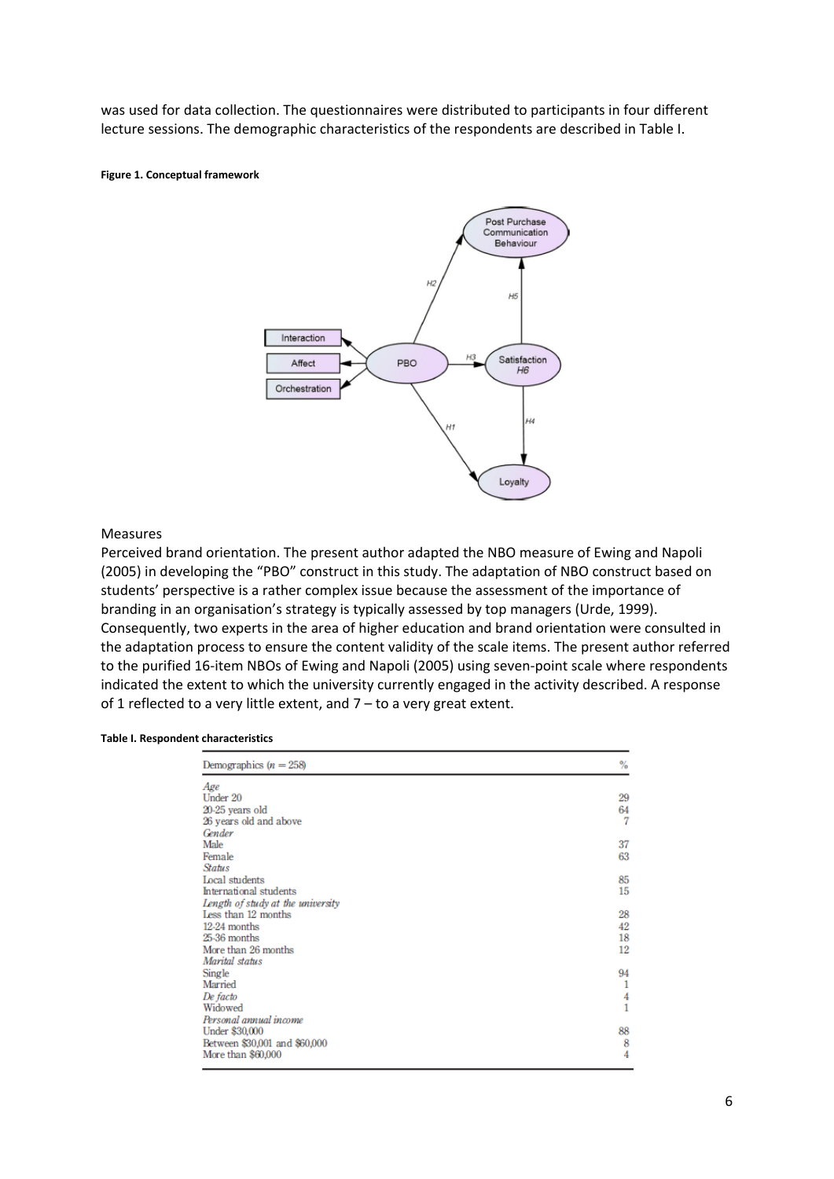was used for data collection. The questionnaires were distributed to participants in four different lecture sessions. The demographic characteristics of the respondents are described in Table I.

**Figure 1. Conceptual framework**

Measures

Perceived brand orientation. The present author adapted the NBO measure of Ewing and Napoli (2005) in developing the "PBO" construct in this study. The adaptation of NBO construct based on students' perspective is a rather complex issue because the assessment of the importance of branding in an organisation's strategy is typically assessed by top managers (Urde, 1999). Consequently, two experts in the area of higher education and brand orientation were consulted in the adaptation process to ensure the content validity of the scale items. The present author referred to the purified 16-item NBOs of Ewing and Napoli (2005) using seven-point scale where respondents indicated the extent to which the university currently engaged in the activity described. A response of 1 reflected to a very little extent, and 7 – to a very great extent.

**Table I. Respondent characteristics**

| Demographics ($n = 258$) | % |
|---|---|
| *Age* | |
| Under 20 | 29 |
| 20-25 years old | 64 |
| 26 years old and above | 7 |
| *Gender* | |
| Male | 37 |
| Female | 63 |
| *Status* | |
| Local students | 85 |
| International students | 15 |
| *Length of study at the university* | |
| Less than 12 months | 28 |
| 12-24 months | 42 |
| 25-36 months | 18 |
| More than 26 months | 12 |
| *Marital status* | |
| Single | 94 |
| Married | 1 |
| *De facto* | 4 |
| Widowed | 1 |
| *Personal annual income* | |
| Under $30,000 | 88 |
| Between $30,001 and $60,000 | 8 |
| More than $60,000 | 4 |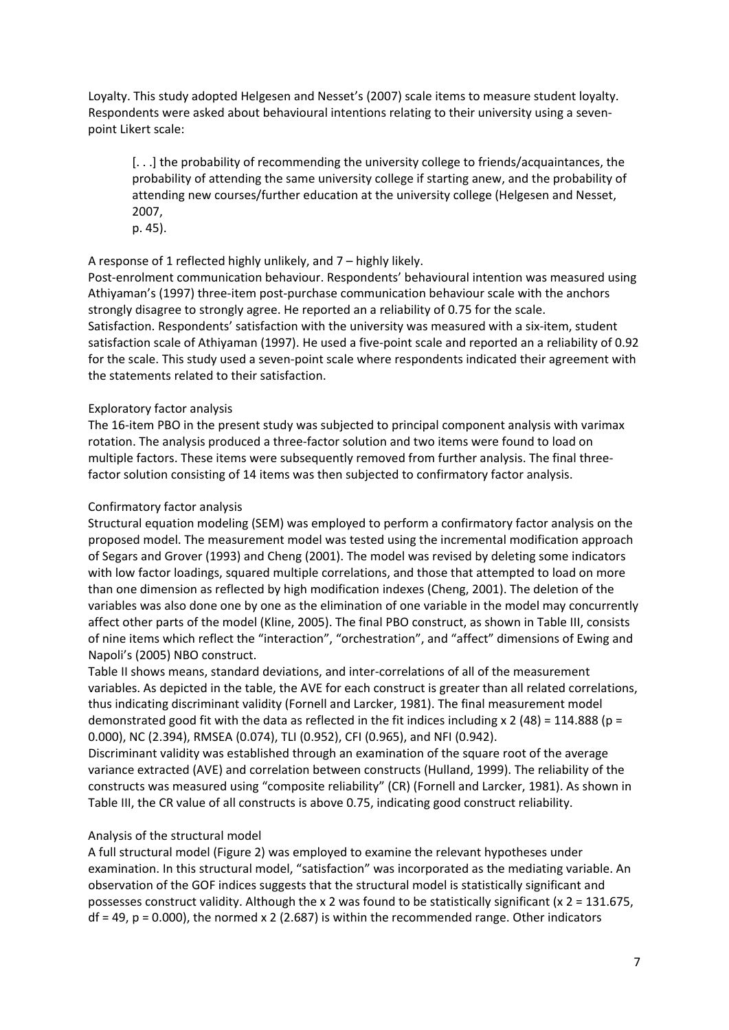Loyalty. This study adopted Helgesen and Nesset's (2007) scale items to measure student loyalty. Respondents were asked about behavioural intentions relating to their university using a seven-point Likert scale:

> [. . .] the probability of recommending the university college to friends/acquaintances, the probability of attending the same university college if starting anew, and the probability of attending new courses/further education at the university college (Helgesen and Nesset, 2007,
> p. 45).

A response of 1 reflected highly unlikely, and 7 – highly likely.

Post-enrolment communication behaviour. Respondents' behavioural intention was measured using Athiyaman's (1997) three-item post-purchase communication behaviour scale with the anchors strongly disagree to strongly agree. He reported an a reliability of 0.75 for the scale.

Satisfaction. Respondents' satisfaction with the university was measured with a six-item, student satisfaction scale of Athiyaman (1997). He used a five-point scale and reported an a reliability of 0.92 for the scale. This study used a seven-point scale where respondents indicated their agreement with the statements related to their satisfaction.

## Exploratory factor analysis

The 16-item PBO in the present study was subjected to principal component analysis with varimax rotation. The analysis produced a three-factor solution and two items were found to load on multiple factors. These items were subsequently removed from further analysis. The final three-factor solution consisting of 14 items was then subjected to confirmatory factor analysis.

## Confirmatory factor analysis

Structural equation modeling (SEM) was employed to perform a confirmatory factor analysis on the proposed model. The measurement model was tested using the incremental modification approach of Segars and Grover (1993) and Cheng (2001). The model was revised by deleting some indicators with low factor loadings, squared multiple correlations, and those that attempted to load on more than one dimension as reflected by high modification indexes (Cheng, 2001). The deletion of the variables was also done one by one as the elimination of one variable in the model may concurrently affect other parts of the model (Kline, 2005). The final PBO construct, as shown in Table III, consists of nine items which reflect the "interaction", "orchestration", and "affect" dimensions of Ewing and Napoli's (2005) NBO construct.

Table II shows means, standard deviations, and inter-correlations of all of the measurement variables. As depicted in the table, the AVE for each construct is greater than all related correlations, thus indicating discriminant validity (Fornell and Larcker, 1981). The final measurement model demonstrated good fit with the data as reflected in the fit indices including $x^2$ (48) = 114.888 ($p$ = 0.000), NC (2.394), RMSEA (0.074), TLI (0.952), CFI (0.965), and NFI (0.942).

Discriminant validity was established through an examination of the square root of the average variance extracted (AVE) and correlation between constructs (Hulland, 1999). The reliability of the constructs was measured using "composite reliability" (CR) (Fornell and Larcker, 1981). As shown in Table III, the CR value of all constructs is above 0.75, indicating good construct reliability.

## Analysis of the structural model

A full structural model (Figure 2) was employed to examine the relevant hypotheses under examination. In this structural model, "satisfaction" was incorporated as the mediating variable. An observation of the GOF indices suggests that the structural model is statistically significant and possesses construct validity. Although the $x^2$ was found to be statistically significant ($x^2$ = 131.675, df = 49, $p$ = 0.000), the normed $x^2$ (2.687) is within the recommended range. Other indicators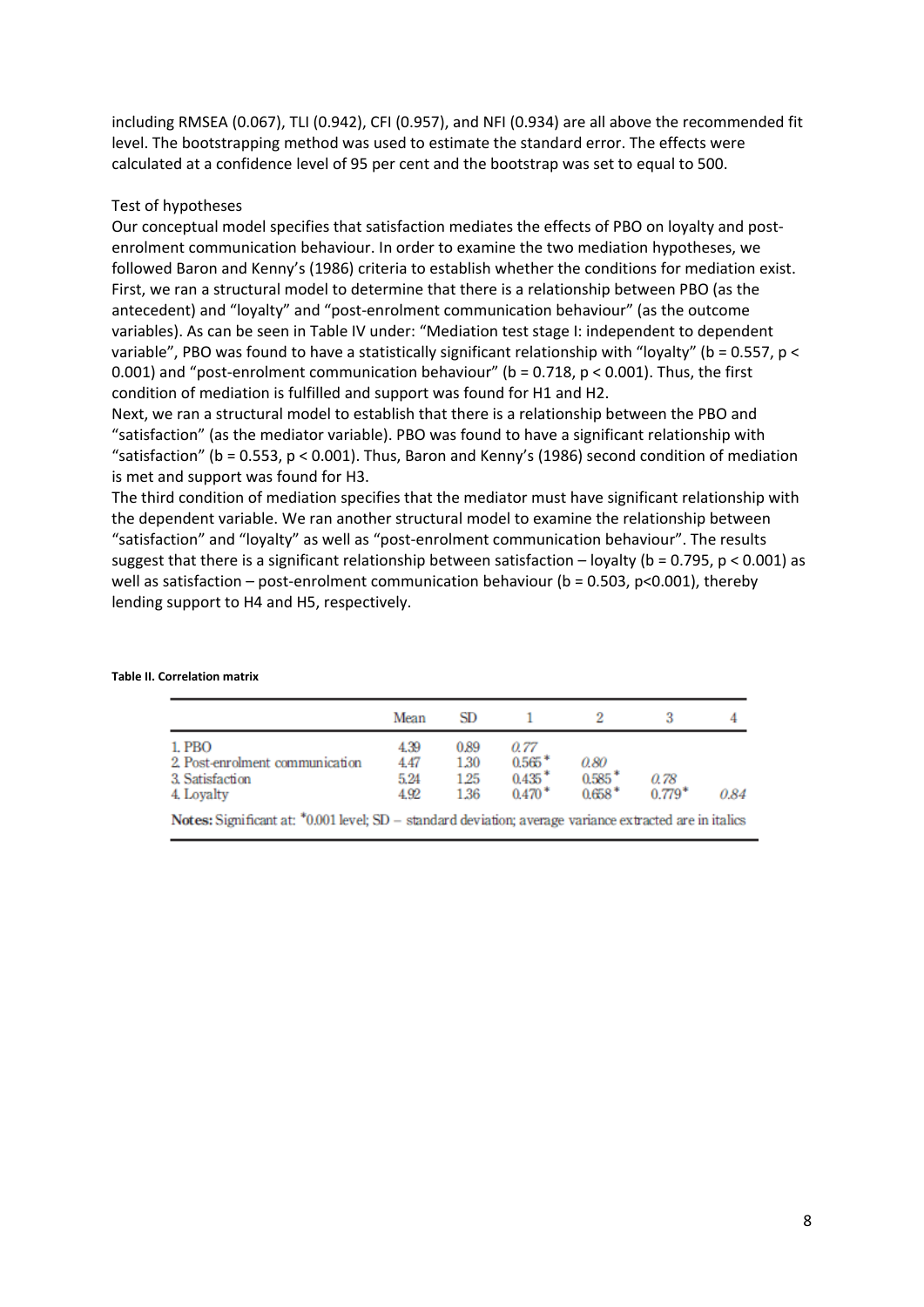including RMSEA (0.067), TLI (0.942), CFI (0.957), and NFI (0.934) are all above the recommended fit level. The bootstrapping method was used to estimate the standard error. The effects were calculated at a confidence level of 95 per cent and the bootstrap was set to equal to 500.

## Test of hypotheses

Our conceptual model specifies that satisfaction mediates the effects of PBO on loyalty and post-enrolment communication behaviour. In order to examine the two mediation hypotheses, we followed Baron and Kenny's (1986) criteria to establish whether the conditions for mediation exist. First, we ran a structural model to determine that there is a relationship between PBO (as the antecedent) and "loyalty" and "post-enrolment communication behaviour" (as the outcome variables). As can be seen in Table IV under: "Mediation test stage I: independent to dependent variable", PBO was found to have a statistically significant relationship with "loyalty" ($b = 0.557$, $p < 0.001$) and "post-enrolment communication behaviour" ($b = 0.718$, $p < 0.001$). Thus, the first condition of mediation is fulfilled and support was found for H1 and H2.

Next, we ran a structural model to establish that there is a relationship between the PBO and "satisfaction" (as the mediator variable). PBO was found to have a significant relationship with "satisfaction" ($b = 0.553$, $p < 0.001$). Thus, Baron and Kenny's (1986) second condition of mediation is met and support was found for H3.

The third condition of mediation specifies that the mediator must have significant relationship with the dependent variable. We ran another structural model to examine the relationship between "satisfaction" and "loyalty" as well as "post-enrolment communication behaviour". The results suggest that there is a significant relationship between satisfaction – loyalty ($b = 0.795$, $p < 0.001$) as well as satisfaction – post-enrolment communication behaviour ($b = 0.503$, $p<0.001$), thereby lending support to H4 and H5, respectively.

**Table II. Correlation matrix**

| | Mean | SD | 1 | 2 | 3 | 4 |
|---|---|---|---|---|---|---|
| 1. PBO | 4.39 | 0.89 | *0.77* | | | |
| 2. Post-enrolment communication | 4.47 | 1.30 | 0.565* | *0.80* | | |
| 3. Satisfaction | 5.24 | 1.25 | 0.435* | 0.585* | *0.78* | |
| 4. Loyalty | 4.92 | 1.36 | 0.470* | 0.658* | 0.779* | *0.84* |

**Notes:** Significant at: *0.001 level; SD – standard deviation; average variance extracted are in italics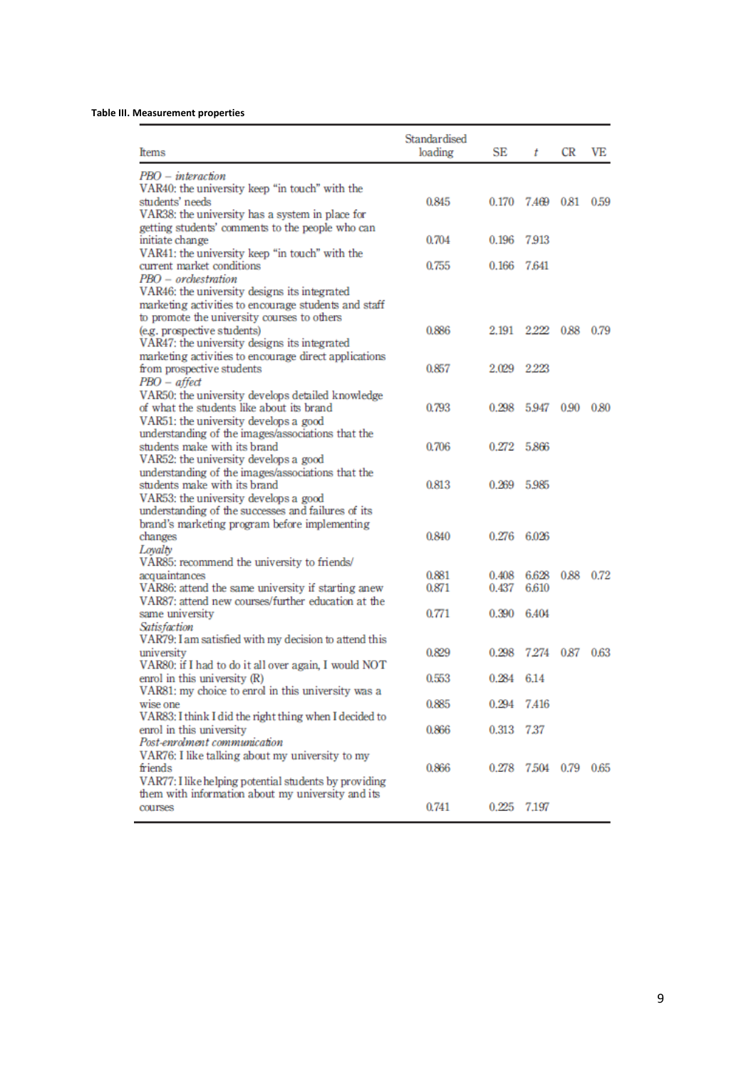**Table III. Measurement properties**

| Items | Standardised loading | SE | $t$ | CR | VE |
|---|---|---|---|---|---|
| *PBO – interaction* | | | | | |
| VAR40: the university keep "in touch" with the students' needs | 0.845 | 0.170 | 7.469 | 0.81 | 0.59 |
| VAR38: the university has a system in place for getting students' comments to the people who can initiate change | 0.704 | 0.196 | 7.913 | | |
| VAR41: the university keep "in touch" with the current market conditions | 0.755 | 0.166 | 7.641 | | |
| *PBO – orchestration* | | | | | |
| VAR46: the university designs its integrated marketing activities to encourage students and staff to promote the university courses to others (e.g. prospective students) | 0.886 | 2.191 | 2.222 | 0.88 | 0.79 |
| VAR47: the university designs its integrated marketing activities to encourage direct applications from prospective students | 0.857 | 2.029 | 2.223 | | |
| *PBO – affect* | | | | | |
| VAR50: the university develops detailed knowledge of what the students like about its brand | 0.793 | 0.298 | 5.947 | 0.90 | 0.80 |
| VAR51: the university develops a good understanding of the images/associations that the students make with its brand | 0.706 | 0.272 | 5.866 | | |
| VAR52: the university develops a good understanding of the images/associations that the students make with its brand | 0.813 | 0.269 | 5.985 | | |
| VAR53: the university develops a good understanding of the successes and failures of its brand's marketing program before implementing changes | 0.840 | 0.276 | 6.026 | | |
| *Loyalty* | | | | | |
| VAR85: recommend the university to friends/ acquaintances | 0.881 | 0.408 | 6.628 | 0.88 | 0.72 |
| VAR86: attend the same university if starting anew | 0.871 | 0.437 | 6.610 | | |
| VAR87: attend new courses/further education at the same university | 0.771 | 0.390 | 6.404 | | |
| *Satisfaction* | | | | | |
| VAR79: I am satisfied with my decision to attend this university | 0.829 | 0.298 | 7.274 | 0.87 | 0.63 |
| VAR80: if I had to do it all over again, I would NOT enrol in this university (R) | 0.553 | 0.284 | 6.14 | | |
| VAR81: my choice to enrol in this university was a wise one | 0.885 | 0.294 | 7.416 | | |
| VAR83: I think I did the right thing when I decided to enrol in this university | 0.866 | 0.313 | 7.37 | | |
| *Post-enrolment communication* | | | | | |
| VAR76: I like talking about my university to my friends | 0.866 | 0.278 | 7.504 | 0.79 | 0.65 |
| VAR77: I like helping potential students by providing them with information about my university and its courses | 0.741 | 0.225 | 7.197 | | |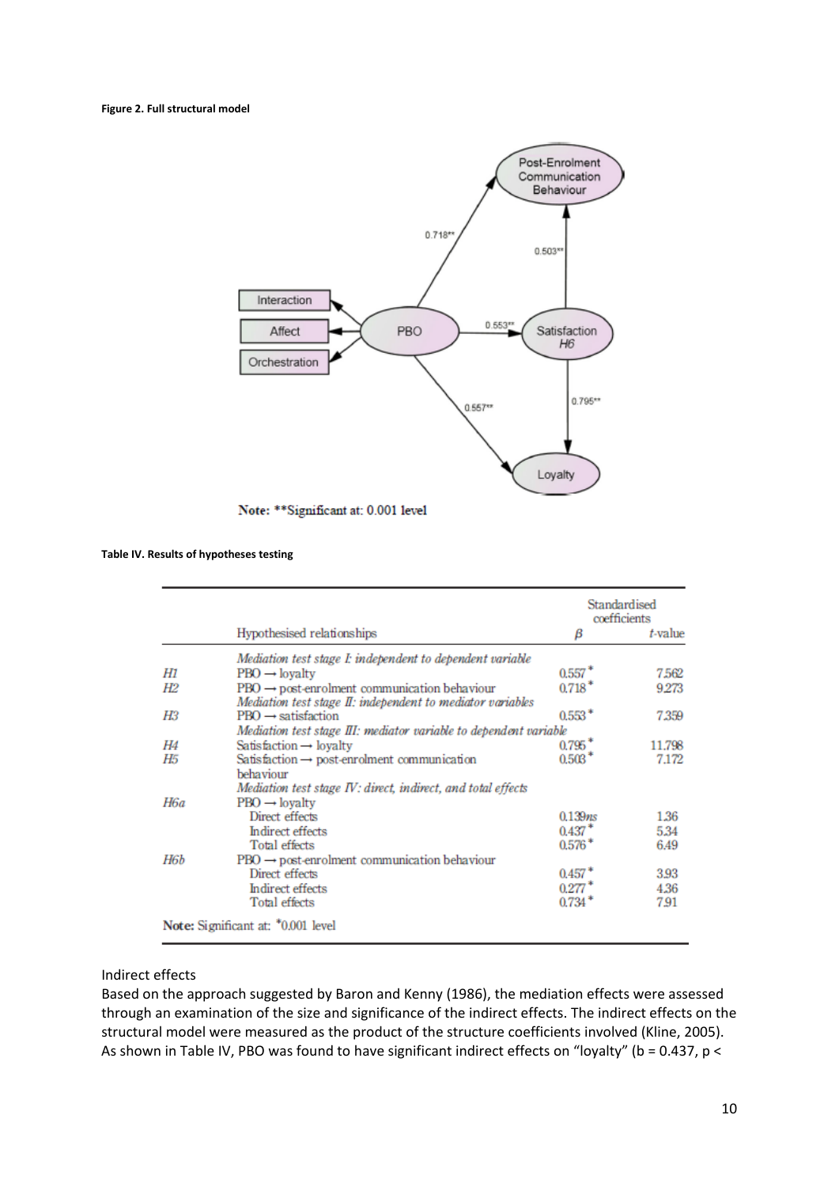**Figure 2. Full structural model**

Note: **Significant at: 0.001 level

**Table IV. Results of hypotheses testing**

| | Hypothesised relationships | Standardised coefficients $\beta$ | *t*-value |
|---|---|---|---|
| | *Mediation test stage I: independent to dependent variable* | | |
| *H1* | PBO → loyalty | 0.557* | 7.562 |
| *H2* | PBO → post-enrolment communication behaviour | 0.718* | 9.273 |
| | *Mediation test stage II: independent to mediator variables* | | |
| *H3* | PBO → satisfaction | 0.553* | 7.359 |
| | *Mediation test stage III: mediator variable to dependent variable* | | |
| *H4* | Satisfaction → loyalty | 0.795* | 11.798 |
| *H5* | Satisfaction → post-enrolment communication behaviour | 0.503* | 7.172 |
| | *Mediation test stage IV: direct, indirect, and total effects* | | |
| *H6a* | PBO → loyalty | | |
| | Direct effects | 0.139*ns* | 1.36 |
| | Indirect effects | 0.437* | 5.34 |
| | Total effects | 0.576* | 6.49 |
| *H6b* | PBO → post-enrolment communication behaviour | | |
| | Direct effects | 0.457* | 3.93 |
| | Indirect effects | 0.277* | 4.36 |
| | Total effects | 0.734* | 7.91 |

**Note:** Significant at: *0.001 level

Indirect effects

Based on the approach suggested by Baron and Kenny (1986), the mediation effects were assessed through an examination of the size and significance of the indirect effects. The indirect effects on the structural model were measured as the product of the structure coefficients involved (Kline, 2005). As shown in Table IV, PBO was found to have significant indirect effects on "loyalty" (b = 0.437, p <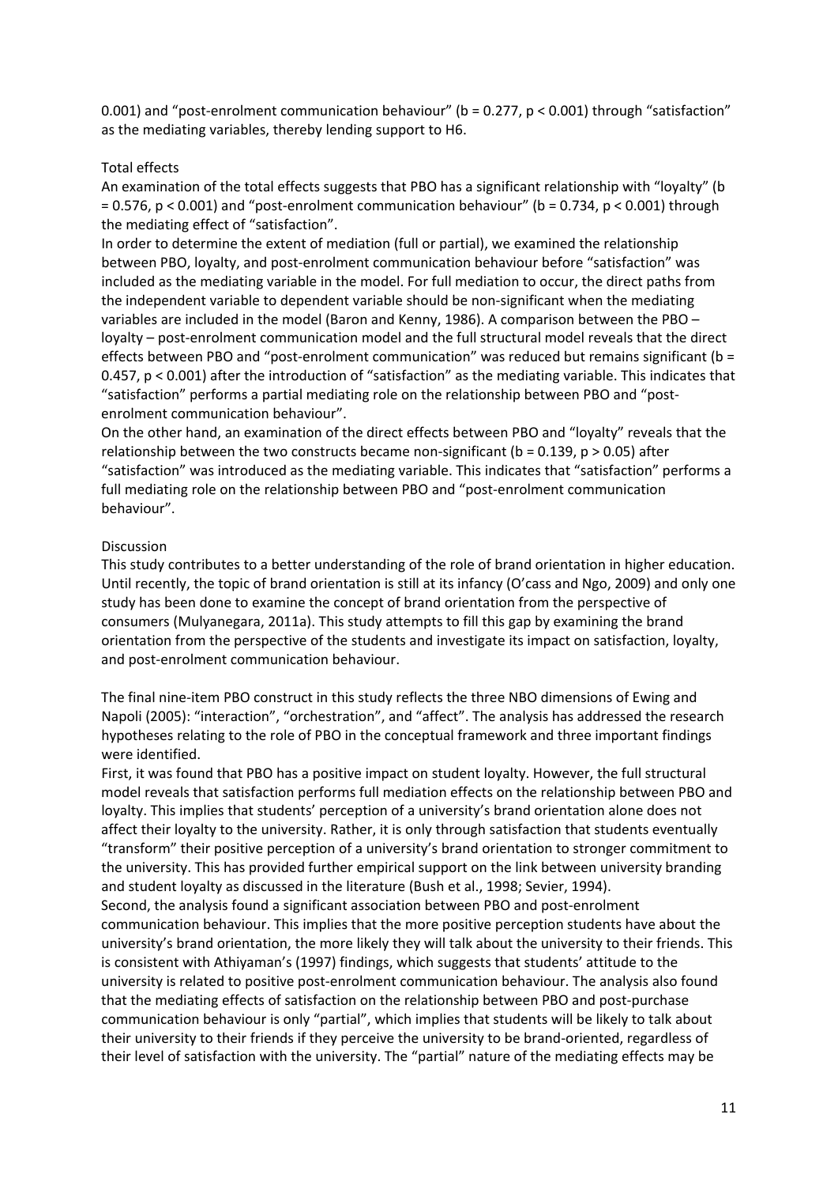0.001) and “post-enrolment communication behaviour” ($b = 0.277$, $p < 0.001$) through “satisfaction” as the mediating variables, thereby lending support to H6.

### Total effects

An examination of the total effects suggests that PBO has a significant relationship with “loyalty” ($b = 0.576$, $p < 0.001$) and “post-enrolment communication behaviour” ($b = 0.734$, $p < 0.001$) through the mediating effect of “satisfaction”.

In order to determine the extent of mediation (full or partial), we examined the relationship between PBO, loyalty, and post-enrolment communication behaviour before “satisfaction” was included as the mediating variable in the model. For full mediation to occur, the direct paths from the independent variable to dependent variable should be non-significant when the mediating variables are included in the model (Baron and Kenny, 1986). A comparison between the PBO – loyalty – post-enrolment communication model and the full structural model reveals that the direct effects between PBO and “post-enrolment communication” was reduced but remains significant ($b = 0.457$, $p < 0.001$) after the introduction of “satisfaction” as the mediating variable. This indicates that “satisfaction” performs a partial mediating role on the relationship between PBO and “post-enrolment communication behaviour”.

On the other hand, an examination of the direct effects between PBO and “loyalty” reveals that the relationship between the two constructs became non-significant ($b = 0.139$, $p > 0.05$) after “satisfaction” was introduced as the mediating variable. This indicates that “satisfaction” performs a full mediating role on the relationship between PBO and “post-enrolment communication behaviour”.

## Discussion

This study contributes to a better understanding of the role of brand orientation in higher education. Until recently, the topic of brand orientation is still at its infancy (O’cass and Ngo, 2009) and only one study has been done to examine the concept of brand orientation from the perspective of consumers (Mulyanegara, 2011a). This study attempts to fill this gap by examining the brand orientation from the perspective of the students and investigate its impact on satisfaction, loyalty, and post-enrolment communication behaviour.

The final nine-item PBO construct in this study reflects the three NBO dimensions of Ewing and Napoli (2005): “interaction”, “orchestration”, and “affect”. The analysis has addressed the research hypotheses relating to the role of PBO in the conceptual framework and three important findings were identified.

First, it was found that PBO has a positive impact on student loyalty. However, the full structural model reveals that satisfaction performs full mediation effects on the relationship between PBO and loyalty. This implies that students’ perception of a university’s brand orientation alone does not affect their loyalty to the university. Rather, it is only through satisfaction that students eventually “transform” their positive perception of a university’s brand orientation to stronger commitment to the university. This has provided further empirical support on the link between university branding and student loyalty as discussed in the literature (Bush et al., 1998; Sevier, 1994).

Second, the analysis found a significant association between PBO and post-enrolment communication behaviour. This implies that the more positive perception students have about the university’s brand orientation, the more likely they will talk about the university to their friends. This is consistent with Athiyaman’s (1997) findings, which suggests that students’ attitude to the university is related to positive post-enrolment communication behaviour. The analysis also found that the mediating effects of satisfaction on the relationship between PBO and post-purchase communication behaviour is only “partial”, which implies that students will be likely to talk about their university to their friends if they perceive the university to be brand-oriented, regardless of their level of satisfaction with the university. The “partial” nature of the mediating effects may be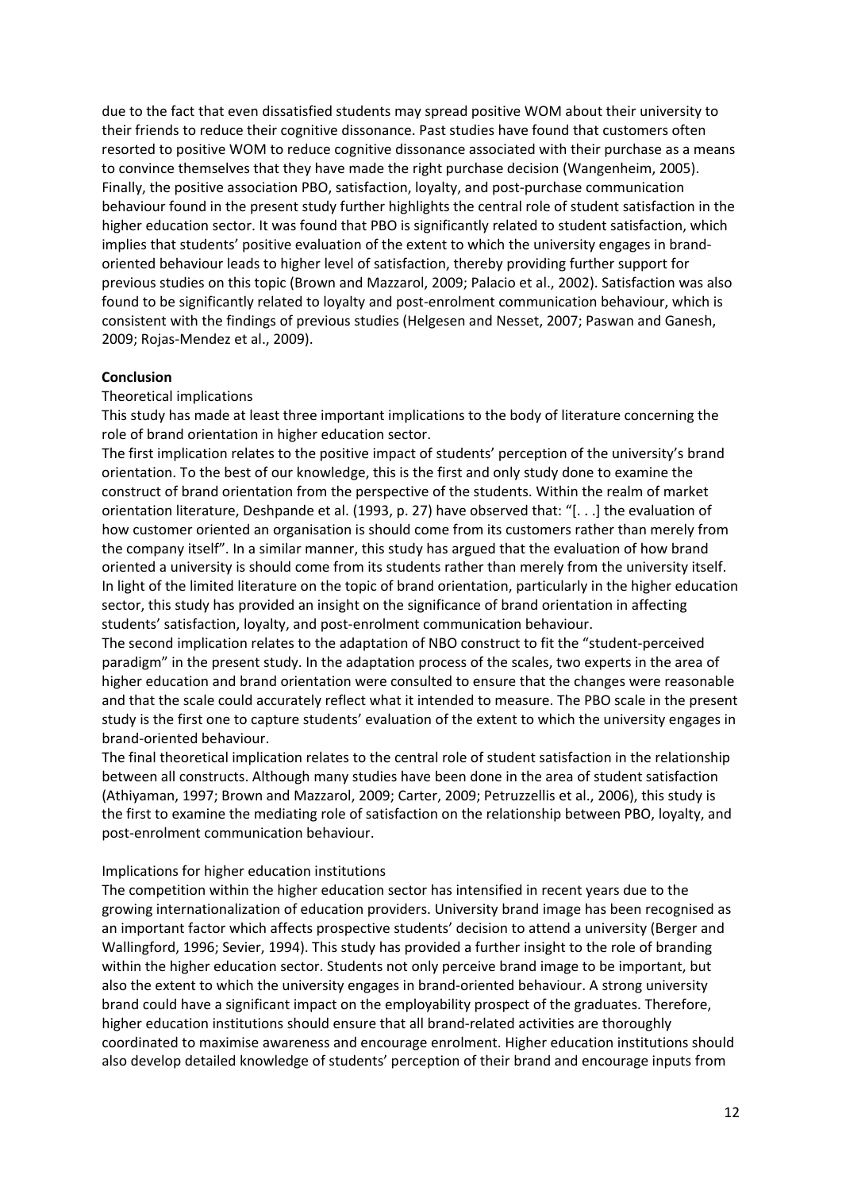due to the fact that even dissatisfied students may spread positive WOM about their university to their friends to reduce their cognitive dissonance. Past studies have found that customers often resorted to positive WOM to reduce cognitive dissonance associated with their purchase as a means to convince themselves that they have made the right purchase decision (Wangenheim, 2005). Finally, the positive association PBO, satisfaction, loyalty, and post-purchase communication behaviour found in the present study further highlights the central role of student satisfaction in the higher education sector. It was found that PBO is significantly related to student satisfaction, which implies that students' positive evaluation of the extent to which the university engages in brand-oriented behaviour leads to higher level of satisfaction, thereby providing further support for previous studies on this topic (Brown and Mazzarol, 2009; Palacio et al., 2002). Satisfaction was also found to be significantly related to loyalty and post-enrolment communication behaviour, which is consistent with the findings of previous studies (Helgesen and Nesset, 2007; Paswan and Ganesh, 2009; Rojas-Mendez et al., 2009).

## Conclusion

### Theoretical implications

This study has made at least three important implications to the body of literature concerning the role of brand orientation in higher education sector.

The first implication relates to the positive impact of students' perception of the university's brand orientation. To the best of our knowledge, this is the first and only study done to examine the construct of brand orientation from the perspective of the students. Within the realm of market orientation literature, Deshpande et al. (1993, p. 27) have observed that: "[. . .] the evaluation of how customer oriented an organisation is should come from its customers rather than merely from the company itself". In a similar manner, this study has argued that the evaluation of how brand oriented a university is should come from its students rather than merely from the university itself. In light of the limited literature on the topic of brand orientation, particularly in the higher education sector, this study has provided an insight on the significance of brand orientation in affecting students' satisfaction, loyalty, and post-enrolment communication behaviour.

The second implication relates to the adaptation of NBO construct to fit the "student-perceived paradigm" in the present study. In the adaptation process of the scales, two experts in the area of higher education and brand orientation were consulted to ensure that the changes were reasonable and that the scale could accurately reflect what it intended to measure. The PBO scale in the present study is the first one to capture students' evaluation of the extent to which the university engages in brand-oriented behaviour.

The final theoretical implication relates to the central role of student satisfaction in the relationship between all constructs. Although many studies have been done in the area of student satisfaction (Athiyaman, 1997; Brown and Mazzarol, 2009; Carter, 2009; Petruzzellis et al., 2006), this study is the first to examine the mediating role of satisfaction on the relationship between PBO, loyalty, and post-enrolment communication behaviour.

### Implications for higher education institutions

The competition within the higher education sector has intensified in recent years due to the growing internationalization of education providers. University brand image has been recognised as an important factor which affects prospective students' decision to attend a university (Berger and Wallingford, 1996; Sevier, 1994). This study has provided a further insight to the role of branding within the higher education sector. Students not only perceive brand image to be important, but also the extent to which the university engages in brand-oriented behaviour. A strong university brand could have a significant impact on the employability prospect of the graduates. Therefore, higher education institutions should ensure that all brand-related activities are thoroughly coordinated to maximise awareness and encourage enrolment. Higher education institutions should also develop detailed knowledge of students' perception of their brand and encourage inputs from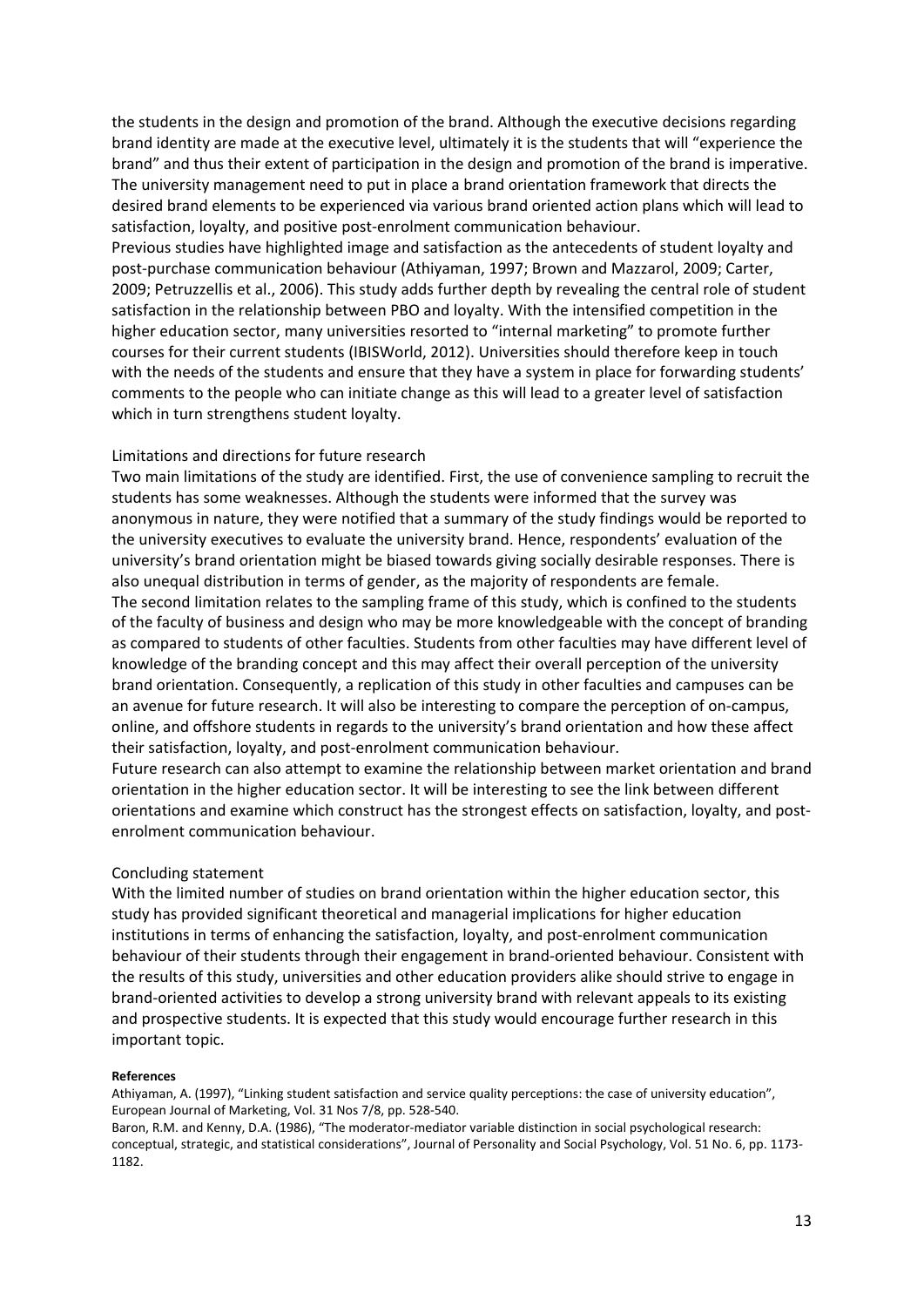the students in the design and promotion of the brand. Although the executive decisions regarding brand identity are made at the executive level, ultimately it is the students that will "experience the brand" and thus their extent of participation in the design and promotion of the brand is imperative. The university management need to put in place a brand orientation framework that directs the desired brand elements to be experienced via various brand oriented action plans which will lead to satisfaction, loyalty, and positive post-enrolment communication behaviour.

Previous studies have highlighted image and satisfaction as the antecedents of student loyalty and post-purchase communication behaviour (Athiyaman, 1997; Brown and Mazzarol, 2009; Carter, 2009; Petruzzellis et al., 2006). This study adds further depth by revealing the central role of student satisfaction in the relationship between PBO and loyalty. With the intensified competition in the higher education sector, many universities resorted to "internal marketing" to promote further courses for their current students (IBISWorld, 2012). Universities should therefore keep in touch with the needs of the students and ensure that they have a system in place for forwarding students' comments to the people who can initiate change as this will lead to a greater level of satisfaction which in turn strengthens student loyalty.

## Limitations and directions for future research

Two main limitations of the study are identified. First, the use of convenience sampling to recruit the students has some weaknesses. Although the students were informed that the survey was anonymous in nature, they were notified that a summary of the study findings would be reported to the university executives to evaluate the university brand. Hence, respondents' evaluation of the university's brand orientation might be biased towards giving socially desirable responses. There is also unequal distribution in terms of gender, as the majority of respondents are female.

The second limitation relates to the sampling frame of this study, which is confined to the students of the faculty of business and design who may be more knowledgeable with the concept of branding as compared to students of other faculties. Students from other faculties may have different level of knowledge of the branding concept and this may affect their overall perception of the university brand orientation. Consequently, a replication of this study in other faculties and campuses can be an avenue for future research. It will also be interesting to compare the perception of on-campus, online, and offshore students in regards to the university's brand orientation and how these affect their satisfaction, loyalty, and post-enrolment communication behaviour.

Future research can also attempt to examine the relationship between market orientation and brand orientation in the higher education sector. It will be interesting to see the link between different orientations and examine which construct has the strongest effects on satisfaction, loyalty, and post-enrolment communication behaviour.

## Concluding statement

With the limited number of studies on brand orientation within the higher education sector, this study has provided significant theoretical and managerial implications for higher education institutions in terms of enhancing the satisfaction, loyalty, and post-enrolment communication behaviour of their students through their engagement in brand-oriented behaviour. Consistent with the results of this study, universities and other education providers alike should strive to engage in brand-oriented activities to develop a strong university brand with relevant appeals to its existing and prospective students. It is expected that this study would encourage further research in this important topic.

**References**

Athiyaman, A. (1997), "Linking student satisfaction and service quality perceptions: the case of university education", European Journal of Marketing, Vol. 31 Nos 7/8, pp. 528-540.

Baron, R.M. and Kenny, D.A. (1986), "The moderator-mediator variable distinction in social psychological research: conceptual, strategic, and statistical considerations", Journal of Personality and Social Psychology, Vol. 51 No. 6, pp. 1173-1182.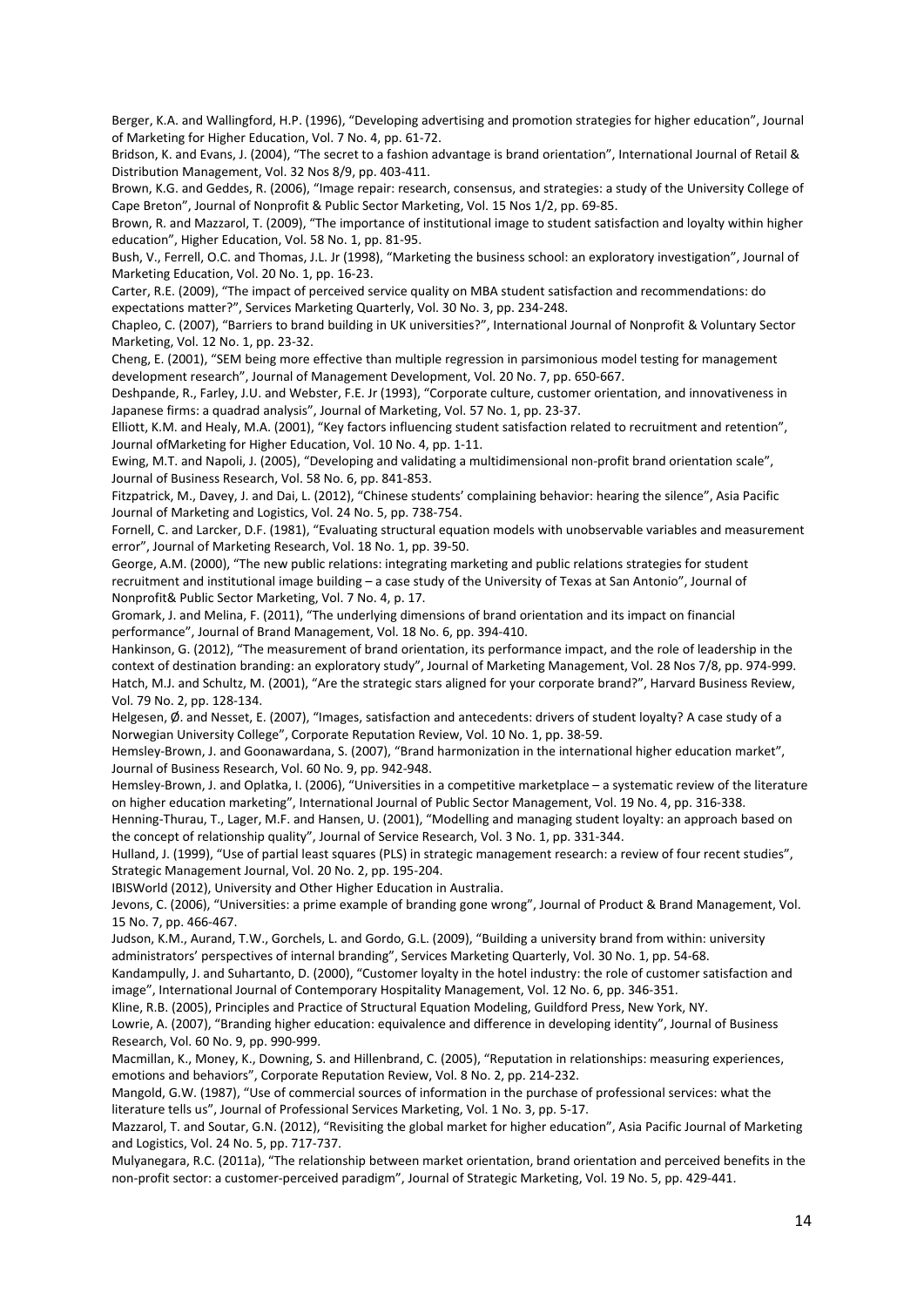Berger, K.A. and Wallingford, H.P. (1996), “Developing advertising and promotion strategies for higher education”, Journal of Marketing for Higher Education, Vol. 7 No. 4, pp. 61-72.

Bridson, K. and Evans, J. (2004), “The secret to a fashion advantage is brand orientation”, International Journal of Retail & Distribution Management, Vol. 32 Nos 8/9, pp. 403-411.

Brown, K.G. and Geddes, R. (2006), “Image repair: research, consensus, and strategies: a study of the University College of Cape Breton”, Journal of Nonprofit & Public Sector Marketing, Vol. 15 Nos 1/2, pp. 69-85.

Brown, R. and Mazzarol, T. (2009), “The importance of institutional image to student satisfaction and loyalty within higher education”, Higher Education, Vol. 58 No. 1, pp. 81-95.

Bush, V., Ferrell, O.C. and Thomas, J.L. Jr (1998), “Marketing the business school: an exploratory investigation”, Journal of Marketing Education, Vol. 20 No. 1, pp. 16-23.

Carter, R.E. (2009), “The impact of perceived service quality on MBA student satisfaction and recommendations: do expectations matter?”, Services Marketing Quarterly, Vol. 30 No. 3, pp. 234-248.

Chapleo, C. (2007), “Barriers to brand building in UK universities?”, International Journal of Nonprofit & Voluntary Sector Marketing, Vol. 12 No. 1, pp. 23-32.

Cheng, E. (2001), “SEM being more effective than multiple regression in parsimonious model testing for management development research”, Journal of Management Development, Vol. 20 No. 7, pp. 650-667.

Deshpande, R., Farley, J.U. and Webster, F.E. Jr (1993), “Corporate culture, customer orientation, and innovativeness in Japanese firms: a quadrad analysis”, Journal of Marketing, Vol. 57 No. 1, pp. 23-37.

Elliott, K.M. and Healy, M.A. (2001), “Key factors influencing student satisfaction related to recruitment and retention”, Journal ofMarketing for Higher Education, Vol. 10 No. 4, pp. 1-11.

Ewing, M.T. and Napoli, J. (2005), “Developing and validating a multidimensional non-profit brand orientation scale”, Journal of Business Research, Vol. 58 No. 6, pp. 841-853.

Fitzpatrick, M., Davey, J. and Dai, L. (2012), “Chinese students’ complaining behavior: hearing the silence”, Asia Pacific Journal of Marketing and Logistics, Vol. 24 No. 5, pp. 738-754.

Fornell, C. and Larcker, D.F. (1981), “Evaluating structural equation models with unobservable variables and measurement error”, Journal of Marketing Research, Vol. 18 No. 1, pp. 39-50.

George, A.M. (2000), “The new public relations: integrating marketing and public relations strategies for student recruitment and institutional image building – a case study of the University of Texas at San Antonio”, Journal of Nonprofit& Public Sector Marketing, Vol. 7 No. 4, p. 17.

Gromark, J. and Melina, F. (2011), “The underlying dimensions of brand orientation and its impact on financial performance”, Journal of Brand Management, Vol. 18 No. 6, pp. 394-410.

Hankinson, G. (2012), “The measurement of brand orientation, its performance impact, and the role of leadership in the context of destination branding: an exploratory study”, Journal of Marketing Management, Vol. 28 Nos 7/8, pp. 974-999.

Hatch, M.J. and Schultz, M. (2001), “Are the strategic stars aligned for your corporate brand?”, Harvard Business Review, Vol. 79 No. 2, pp. 128-134.

Helgesen, Ø. and Nesset, E. (2007), “Images, satisfaction and antecedents: drivers of student loyalty? A case study of a Norwegian University College”, Corporate Reputation Review, Vol. 10 No. 1, pp. 38-59.

Hemsley-Brown, J. and Goonawardana, S. (2007), “Brand harmonization in the international higher education market”, Journal of Business Research, Vol. 60 No. 9, pp. 942-948.

Hemsley-Brown, J. and Oplatka, I. (2006), “Universities in a competitive marketplace – a systematic review of the literature on higher education marketing”, International Journal of Public Sector Management, Vol. 19 No. 4, pp. 316-338.

Henning-Thurau, T., Lager, M.F. and Hansen, U. (2001), “Modelling and managing student loyalty: an approach based on the concept of relationship quality”, Journal of Service Research, Vol. 3 No. 1, pp. 331-344.

Hulland, J. (1999), “Use of partial least squares (PLS) in strategic management research: a review of four recent studies”, Strategic Management Journal, Vol. 20 No. 2, pp. 195-204.

IBISWorld (2012), University and Other Higher Education in Australia.

Jevons, C. (2006), “Universities: a prime example of branding gone wrong”, Journal of Product & Brand Management, Vol. 15 No. 7, pp. 466-467.

Judson, K.M., Aurand, T.W., Gorchels, L. and Gordo, G.L. (2009), “Building a university brand from within: university administrators’ perspectives of internal branding”, Services Marketing Quarterly, Vol. 30 No. 1, pp. 54-68.

Kandampully, J. and Suhartanto, D. (2000), “Customer loyalty in the hotel industry: the role of customer satisfaction and image”, International Journal of Contemporary Hospitality Management, Vol. 12 No. 6, pp. 346-351.

Kline, R.B. (2005), Principles and Practice of Structural Equation Modeling, Guildford Press, New York, NY.

Lowrie, A. (2007), “Branding higher education: equivalence and difference in developing identity”, Journal of Business Research, Vol. 60 No. 9, pp. 990-999.

Macmillan, K., Money, K., Downing, S. and Hillenbrand, C. (2005), “Reputation in relationships: measuring experiences, emotions and behaviors”, Corporate Reputation Review, Vol. 8 No. 2, pp. 214-232.

Mangold, G.W. (1987), “Use of commercial sources of information in the purchase of professional services: what the literature tells us”, Journal of Professional Services Marketing, Vol. 1 No. 3, pp. 5-17.

Mazzarol, T. and Soutar, G.N. (2012), “Revisiting the global market for higher education”, Asia Pacific Journal of Marketing and Logistics, Vol. 24 No. 5, pp. 717-737.

Mulyanegara, R.C. (2011a), “The relationship between market orientation, brand orientation and perceived benefits in the non-profit sector: a customer-perceived paradigm”, Journal of Strategic Marketing, Vol. 19 No. 5, pp. 429-441.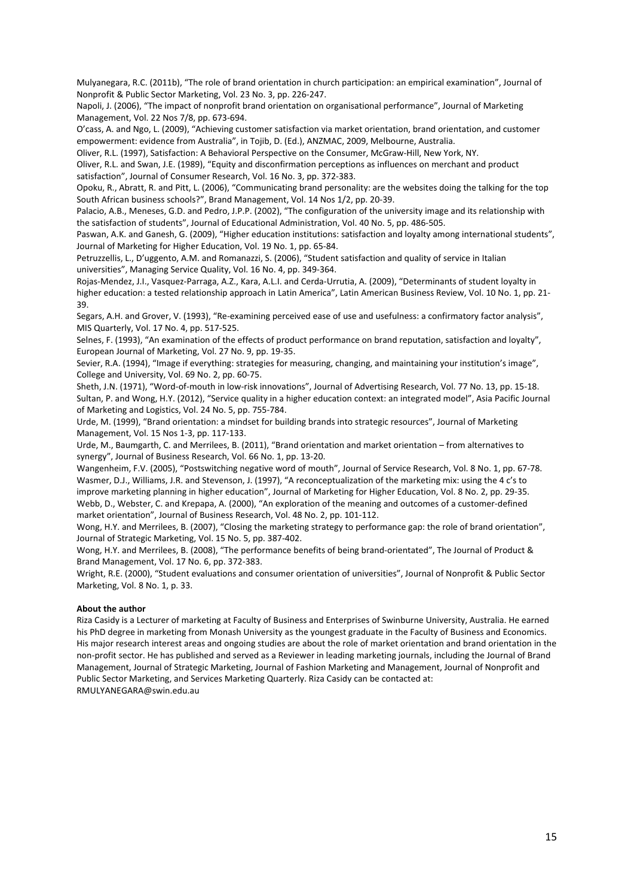Mulyanegara, R.C. (2011b), “The role of brand orientation in church participation: an empirical examination”, Journal of Nonprofit & Public Sector Marketing, Vol. 23 No. 3, pp. 226-247.

Napoli, J. (2006), “The impact of nonprofit brand orientation on organisational performance”, Journal of Marketing Management, Vol. 22 Nos 7/8, pp. 673-694.

O’cass, A. and Ngo, L. (2009), “Achieving customer satisfaction via market orientation, brand orientation, and customer empowerment: evidence from Australia”, in Tojib, D. (Ed.), ANZMAC, 2009, Melbourne, Australia.

Oliver, R.L. (1997), Satisfaction: A Behavioral Perspective on the Consumer, McGraw-Hill, New York, NY.

Oliver, R.L. and Swan, J.E. (1989), “Equity and disconfirmation perceptions as influences on merchant and product satisfaction”, Journal of Consumer Research, Vol. 16 No. 3, pp. 372-383.

Opoku, R., Abratt, R. and Pitt, L. (2006), “Communicating brand personality: are the websites doing the talking for the top South African business schools?”, Brand Management, Vol. 14 Nos 1/2, pp. 20-39.

Palacio, A.B., Meneses, G.D. and Pedro, J.P.P. (2002), “The configuration of the university image and its relationship with the satisfaction of students”, Journal of Educational Administration, Vol. 40 No. 5, pp. 486-505.

Paswan, A.K. and Ganesh, G. (2009), “Higher education institutions: satisfaction and loyalty among international students”, Journal of Marketing for Higher Education, Vol. 19 No. 1, pp. 65-84.

Petruzzellis, L., D’uggento, A.M. and Romanazzi, S. (2006), “Student satisfaction and quality of service in Italian universities”, Managing Service Quality, Vol. 16 No. 4, pp. 349-364.

Rojas-Mendez, J.I., Vasquez-Parraga, A.Z., Kara, A.L.I. and Cerda-Urrutia, A. (2009), “Determinants of student loyalty in higher education: a tested relationship approach in Latin America”, Latin American Business Review, Vol. 10 No. 1, pp. 21-39.

Segars, A.H. and Grover, V. (1993), “Re-examining perceived ease of use and usefulness: a confirmatory factor analysis”, MIS Quarterly, Vol. 17 No. 4, pp. 517-525.

Selnes, F. (1993), “An examination of the effects of product performance on brand reputation, satisfaction and loyalty”, European Journal of Marketing, Vol. 27 No. 9, pp. 19-35.

Sevier, R.A. (1994), “Image if everything: strategies for measuring, changing, and maintaining your institution’s image”, College and University, Vol. 69 No. 2, pp. 60-75.

Sheth, J.N. (1971), “Word-of-mouth in low-risk innovations”, Journal of Advertising Research, Vol. 77 No. 13, pp. 15-18.

Sultan, P. and Wong, H.Y. (2012), “Service quality in a higher education context: an integrated model”, Asia Pacific Journal of Marketing and Logistics, Vol. 24 No. 5, pp. 755-784.

Urde, M. (1999), “Brand orientation: a mindset for building brands into strategic resources”, Journal of Marketing Management, Vol. 15 Nos 1-3, pp. 117-133.

Urde, M., Baumgarth, C. and Merrilees, B. (2011), “Brand orientation and market orientation – from alternatives to synergy”, Journal of Business Research, Vol. 66 No. 1, pp. 13-20.

Wangenheim, F.V. (2005), “Postswitching negative word of mouth”, Journal of Service Research, Vol. 8 No. 1, pp. 67-78.

Wasmer, D.J., Williams, J.R. and Stevenson, J. (1997), “A reconceptualization of the marketing mix: using the 4 c’s to improve marketing planning in higher education”, Journal of Marketing for Higher Education, Vol. 8 No. 2, pp. 29-35.

Webb, D., Webster, C. and Krepapa, A. (2000), “An exploration of the meaning and outcomes of a customer-defined market orientation”, Journal of Business Research, Vol. 48 No. 2, pp. 101-112.

Wong, H.Y. and Merrilees, B. (2007), “Closing the marketing strategy to performance gap: the role of brand orientation”, Journal of Strategic Marketing, Vol. 15 No. 5, pp. 387-402.

Wong, H.Y. and Merrilees, B. (2008), “The performance benefits of being brand-orientated”, The Journal of Product & Brand Management, Vol. 17 No. 6, pp. 372-383.

Wright, R.E. (2000), “Student evaluations and consumer orientation of universities”, Journal of Nonprofit & Public Sector Marketing, Vol. 8 No. 1, p. 33.

**About the author**

Riza Casidy is a Lecturer of marketing at Faculty of Business and Enterprises of Swinburne University, Australia. He earned his PhD degree in marketing from Monash University as the youngest graduate in the Faculty of Business and Economics. His major research interest areas and ongoing studies are about the role of market orientation and brand orientation in the non-profit sector. He has published and served as a Reviewer in leading marketing journals, including the Journal of Brand Management, Journal of Strategic Marketing, Journal of Fashion Marketing and Management, Journal of Nonprofit and Public Sector Marketing, and Services Marketing Quarterly. Riza Casidy can be contacted at: RMULYANEGARA@swin.edu.au